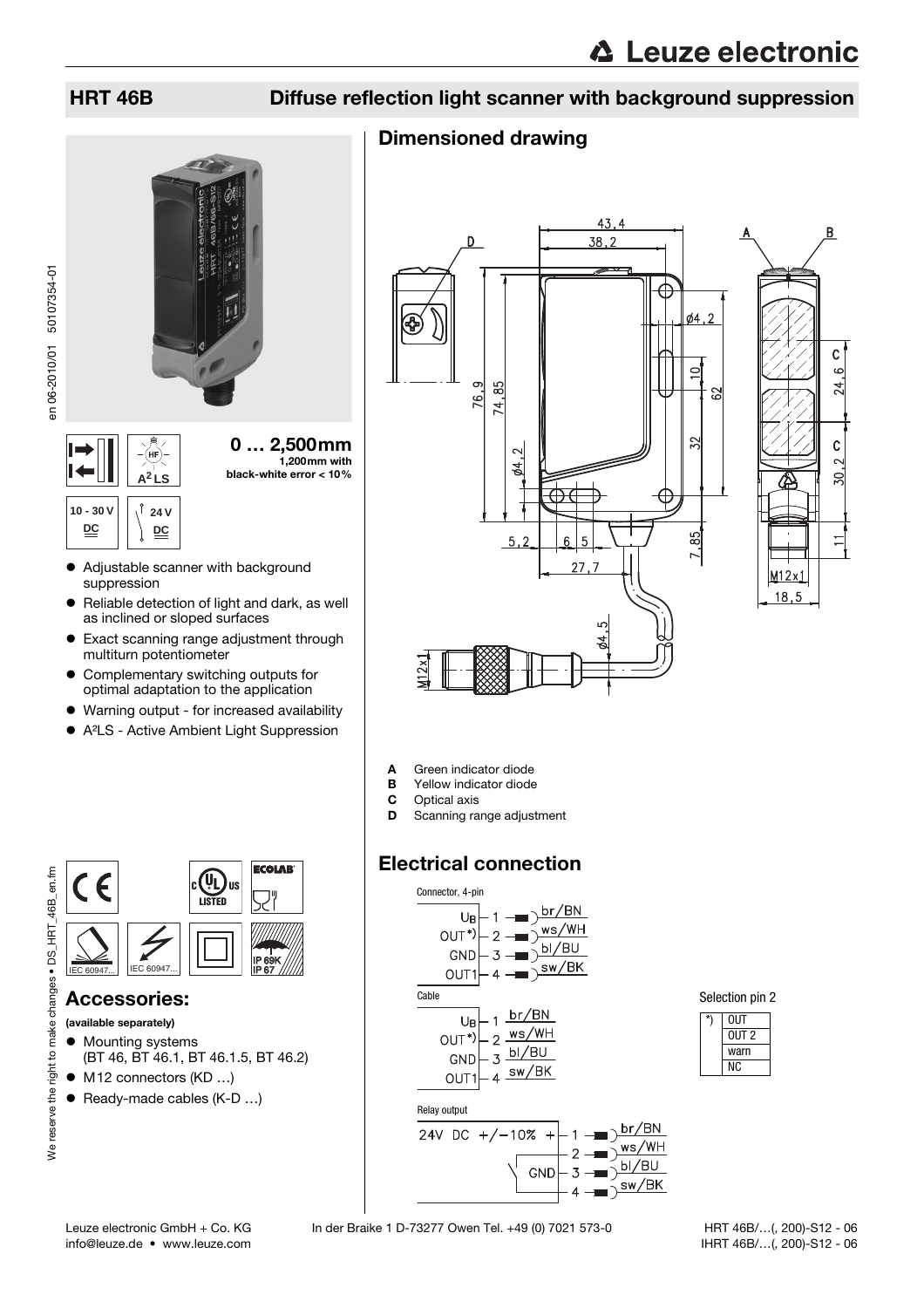# HRT 46B — Diffuse reflection light scanner with background suppression

**0 … 2,500mm**
1,200mm with black-white error < 10%

10 - 30 V DC

24 V DC

A²LS

- Adjustable scanner with background suppression
- Reliable detection of light and dark, as well as inclined or sloped surfaces
- Exact scanning range adjustment through multiturn potentiometer
- Complementary switching outputs for optimal adaptation to the application
- Warning output - for increased availability
- A²LS - Active Ambient Light Suppression

## Dimensioned drawing

- **A** Green indicator diode
- **B** Yellow indicator diode
- **C** Optical axis
- **D** Scanning range adjustment

## Electrical connection

Connector, 4-pin

| Pin | Signal | Wire |
|---|---|---|
| 1 | $U_B$ | br/BN |
| 2 | OUT *) | ws/WH |
| 3 | GND | bl/BU |
| 4 | OUT1 | sw/BK |

Cable

| Pin | Signal | Wire |
|---|---|---|
| 1 | $U_B$ | br/BN |
| 2 | OUT *) | ws/WH |
| 3 | GND | bl/BU |
| 4 | OUT1 | sw/BK |

Selection pin 2

| *) | OUT |
|---|---|
| | OUT 2 |
| | warn |
| | NC |

Relay output

24V DC +/-10%

| Pin | Signal | Wire |
|---|---|---|
| 1 | + | br/BN |
| 2 | | ws/WH |
| 3 | GND | bl/BU |
| 4 | | sw/BK |

## Accessories:

**(available separately)**

- Mounting systems (BT 46, BT 46.1, BT 46.1.5, BT 46.2)
- M12 connectors (KD …)
- Ready-made cables (K-D …)

IEC 60947... IEC 60947... IP 69K IP 67 ECOLAB

Leuze electronic GmbH + Co. KG In der Braike 1 D-73277 Owen Tel. +49 (0) 7021 573-0
info@leuze.de • www.leuze.com

HRT 46B/…(, 200)-S12 - 06
IHRT 46B/…(, 200)-S12 - 06

en 06-2010/01 50107354-01

We reserve the right to make changes • DS_HRT_46B_en.fm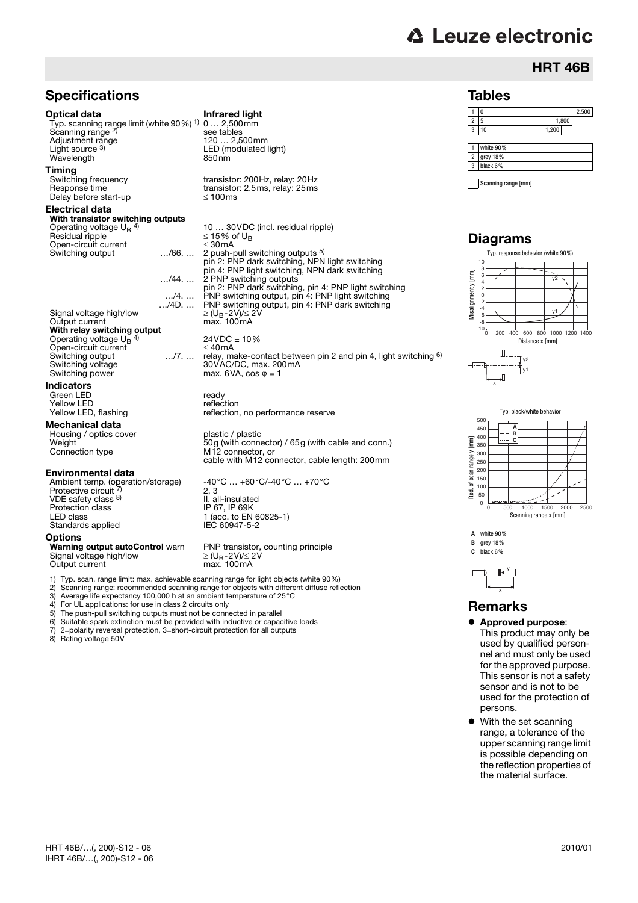# HRT 46B

## Specifications

**Optical data** — **Infrared light**

| | |
|---|---|
| Typ. scanning range limit (white 90%) [1] | 0 … 2,500mm |
| Scanning range [2] | see tables |
| Adjustment range | 120 … 2,500mm |
| Light source [3] | LED (modulated light) |
| Wavelength | 850nm |

**Timing**

| | |
|---|---|
| Switching frequency | transistor: 200Hz, relay: 20Hz |
| Response time | transistor: 2.5ms, relay: 25ms |
| Delay before start-up | ≤ 100ms |

**Electrical data**

**With transistor switching outputs**

| | | |
|---|---|---|
| Operating voltage $U_B$ [4] | | 10 … 30VDC (incl. residual ripple) |
| Residual ripple | | ≤ 15% of $U_B$ |
| Open-circuit current | | ≤ 30mA |
| Switching output | …/66. … | 2 push-pull switching outputs [5] pin 2: PNP dark switching, NPN light switching pin 4: PNP light switching, NPN dark switching |
| | …/44. … | 2 PNP switching outputs pin 2: PNP dark switching, pin 4: PNP light switching |
| | …/4. … | PNP switching output, pin 4: PNP light switching |
| | …/4D. … | PNP switching output, pin 4: PNP dark switching |
| Signal voltage high/low | | ≥ ($U_B$-2V)/≤ 2V |
| Output current | | max. 100mA |

**With relay switching output**

| | | |
|---|---|---|
| Operating voltage $U_B$ [4] | | 24VDC ± 10% |
| Open-circuit current | | ≤ 40mA |
| Switching output | …/7. … | relay, make-contact between pin 2 and pin 4, light switching [6] |
| Switching voltage | | 30VAC/DC, max. 200mA |
| Switching power | | max. 6VA, cos φ = 1 |

**Indicators**

| | |
|---|---|
| Green LED | ready |
| Yellow LED | reflection |
| Yellow LED, flashing | reflection, no performance reserve |

**Mechanical data**

| | |
|---|---|
| Housing / optics cover | plastic / plastic |
| Weight | 50g (with connector) / 65g (with cable and conn.) |
| Connection type | M12 connector, or cable with M12 connector, cable length: 200mm |

**Environmental data**

| | |
|---|---|
| Ambient temp. (operation/storage) | -40°C … +60°C/-40°C … +70°C |
| Protective circuit [7] | 2, 3 |
| VDE safety class [8] | II, all-insulated |
| Protection class | IP 67, IP 69K |
| LED class | 1 (acc. to EN 60825-1) |
| Standards applied | IEC 60947-5-2 |

**Options**

| | |
|---|---|
| **Warning output autoControl** warn | PNP transistor, counting principle |
| Signal voltage high/low | ≥ ($U_B$-2V)/≤ 2V |
| Output current | max. 100mA |

1) Typ. scan. range limit: max. achievable scanning range for light objects (white 90%)
2) Scanning range: recommended scanning range for objects with different diffuse reflection
3) Average life expectancy 100,000 h at an ambient temperature of 25°C
4) For UL applications: for use in class 2 circuits only
5) The push-pull switching outputs must not be connected in parallel
6) Suitable spark extinction must be provided with inductive or capacitive loads
7) 2=polarity reversal protection, 3=short-circuit protection for all outputs
8) Rating voltage 50V

## Tables

| | | |
|---|---|---|
| 1 | 0 | 2.500 |
| 2 | 5 | 1,800 |
| 3 | 10 | 1,200 |

| | |
|---|---|
| 1 | white 90% |
| 2 | grey 18% |
| 3 | black 6% |

Scanning range [mm]

## Diagrams

Typ. response behavior (white 90%)

Typ. black/white behavior

**A** white 90%
**B** grey 18%
**C** black 6%

## Remarks

- **Approved purpose**: This product may only be used by qualified personnel and must only be used for the approved purpose. This sensor is not a safety sensor and is not to be used for the protection of persons.
- With the set scanning range, a tolerance of the upper scanning range limit is possible depending on the reflection properties of the material surface.

HRT 46B/…(, 200)-S12 - 06
IHRT 46B/…(, 200)-S12 - 06

2010/01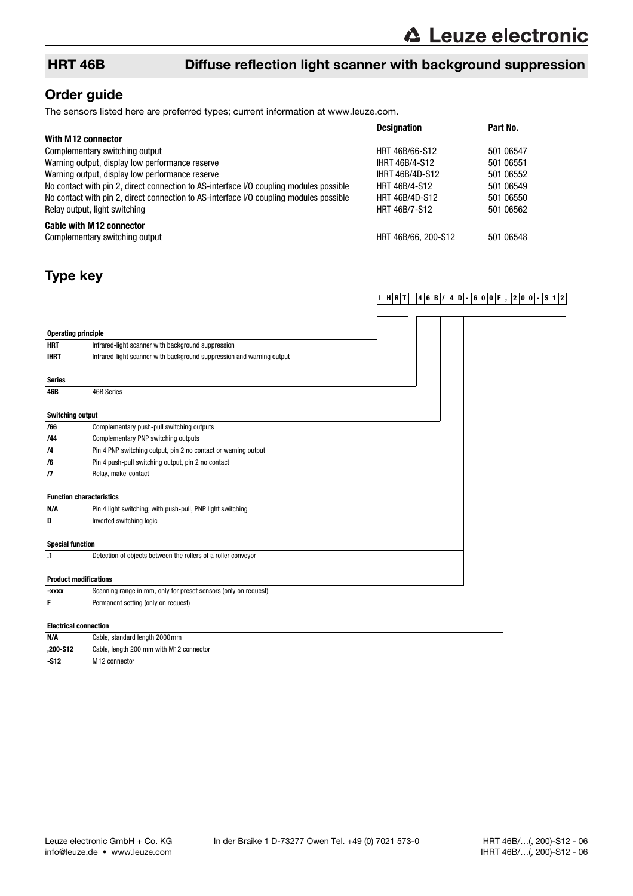## HRT 46B Diffuse reflection light scanner with background suppression

## Order guide

The sensors listed here are preferred types; current information at www.leuze.com.

| | Designation | Part No. |
|---|---|---|
| **With M12 connector** | | |
| Complementary switching output | HRT 46B/66-S12 | 501 06547 |
| Warning output, display low performance reserve | IHRT 46B/4-S12 | 501 06551 |
| Warning output, display low performance reserve | IHRT 46B/4D-S12 | 501 06552 |
| No contact with pin 2, direct connection to AS-interface I/O coupling modules possible | HRT 46B/4-S12 | 501 06549 |
| No contact with pin 2, direct connection to AS-interface I/O coupling modules possible | HRT 46B/4D-S12 | 501 06550 |
| Relay output, light switching | HRT 46B/7-S12 | 501 06562 |
| **Cable with M12 connector** | | |
| Complementary switching output | HRT 46B/66, 200-S12 | 501 06548 |

## Type key

**I HRT 46B/4D-600F, 200-S12**

| **Operating principle** | |
|---|---|
| **HRT** | Infrared-light scanner with background suppression |
| **IHRT** | Infrared-light scanner with background suppression and warning output |

| **Series** | |
|---|---|
| **46B** | 46B Series |

| **Switching output** | |
|---|---|
| **/66** | Complementary push-pull switching outputs |
| **/44** | Complementary PNP switching outputs |
| **/4** | Pin 4 PNP switching output, pin 2 no contact or warning output |
| **/6** | Pin 4 push-pull switching output, pin 2 no contact |
| **/7** | Relay, make-contact |

| **Function characteristics** | |
|---|---|
| **N/A** | Pin 4 light switching; with push-pull, PNP light switching |
| **D** | Inverted switching logic |

| **Special function** | |
|---|---|
| **.1** | Detection of objects between the rollers of a roller conveyor |

| **Product modifications** | |
|---|---|
| **-xxxx** | Scanning range in mm, only for preset sensors (only on request) |
| **F** | Permanent setting (only on request) |

| **Electrical connection** | |
|---|---|
| **N/A** | Cable, standard length 2000mm |
| **,200-S12** | Cable, length 200 mm with M12 connector |
| **-S12** | M12 connector |